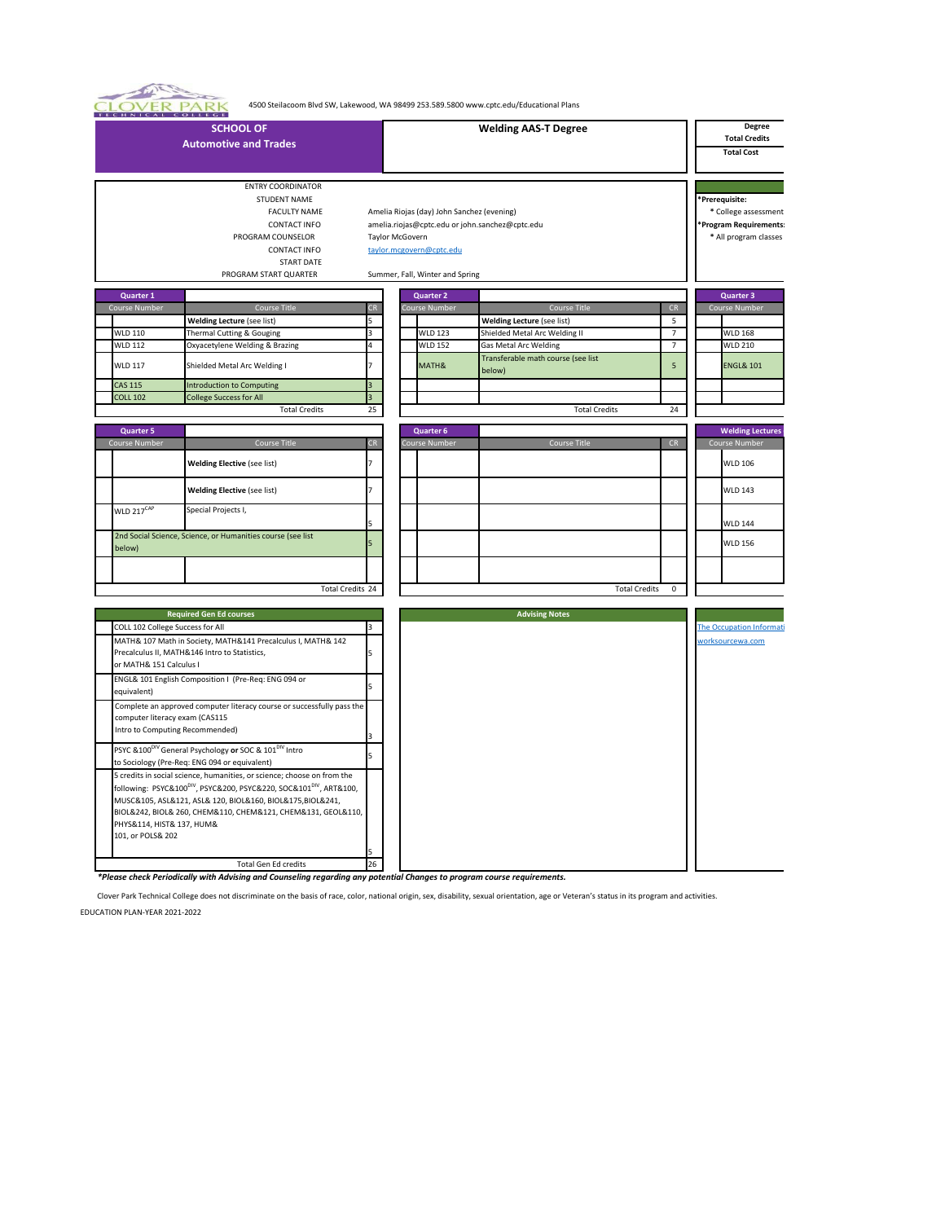CLOVER PARK TECHNICAL COLLEGE

4500 Steilacoom Blvd SW, Lakewood, WA 98499 253.589.5800 www.cptc.edu/Educational Plans

## SCHOOL OF Automotive and Trades

## Welding AAS-T Degree

**Degree**
**Total Credits**
**Total Cost**

| | |
|---|---|
| ENTRY COORDINATOR | |
| STUDENT NAME | |
| FACULTY NAME | Amelia Riojas (day) John Sanchez (evening) |
| CONTACT INFO | amelia.riojas@cptc.edu or john.sanchez@cptc.edu |
| PROGRAM COUNSELOR | Taylor McGovern |
| CONTACT INFO | taylor.mcgovern@cptc.edu |
| START DATE | |
| PROGRAM START QUARTER | Summer, Fall, Winter and Spring |

**\*Prerequisite:**
* College assessment

**\*Program Requirements:**
* All program classes

### Quarter 1

| Course Number | Course Title | CR |
|---|---|---|
| | **Welding Lecture** (see list) | 5 |
| WLD 110 | Thermal Cutting & Gouging | 3 |
| WLD 112 | Oxyacetylene Welding & Brazing | 4 |
| WLD 117 | Shielded Metal Arc Welding I | 7 |
| CAS 115 | Introduction to Computing | 3 |
| COLL 102 | College Success for All | 3 |
| | Total Credits | 25 |

### Quarter 2

| Course Number | Course Title | CR |
|---|---|---|
| | **Welding Lecture** (see list) | 5 |
| WLD 123 | Shielded Metal Arc Welding II | 7 |
| WLD 152 | Gas Metal Arc Welding | 7 |
| MATH& | Transferable math course (see list below) | 5 |
| | Total Credits | 24 |

### Quarter 3

| Course Number |
|---|
| |
| WLD 168 |
| WLD 210 |
| ENGL& 101 |

### Quarter 5

| Course Number | Course Title | CR |
|---|---|---|
| | **Welding Elective** (see list) | 7 |
| | **Welding Elective** (see list) | 7 |
| WLD 217[CAP] | Special Projects I, | 5 |
| 2nd Social Science, Science, or Humanities course (see list below) | | 5 |
| | Total Credits | 24 |

### Quarter 6

| Course Number | Course Title | CR |
|---|---|---|
| | Total Credits | 0 |

### Welding Lectures

| Course Number |
|---|
| WLD 106 |
| WLD 143 |
| WLD 144 |
| WLD 156 |

### Required Gen Ed courses

| Course | CR |
|---|---|
| COLL 102 College Success for All | 3 |
| MATH& 107 Math in Society, MATH&141 Precalculus I, MATH& 142 Precalculus II, MATH&146 Intro to Statistics, or MATH& 151 Calculus I | 5 |
| ENGL& 101 English Composition I (Pre-Req: ENG 094 or equivalent) | 5 |
| Complete an approved computer literacy course or successfully pass the computer literacy exam (CAS115 Intro to Computing Recommended) | 3 |
| PSYC &100[DIV] General Psychology **or** SOC & 101[DIV] Intro to Sociology (Pre-Req: ENG 094 or equivalent) | 5 |
| 5 credits in social science, humanities, or science; choose on from the following: PSYC&100[DIV], PSYC&200, PSYC&220, SOC&101[DIV], ART&100, MUSC&105, ASL&121, ASL& 120, BIOL&160, BIOL&175,BIOL&241, BIOL&242, BIOL& 260, CHEM&110, CHEM&121, CHEM&131, GEOL&110, PHYS&114, HIST& 137, HUM& 101, or POLS& 202 | 5 |
| Total Gen Ed credits | 26 |

### Advising Notes

The Occupation Informati

worksourcewa.com

***Please check Periodically with Advising and Counseling regarding any potential Changes to program course requirements.***

Clover Park Technical College does not discriminate on the basis of race, color, national origin, sex, disability, sexual orientation, age or Veteran's status in its program and activities.

EDUCATION PLAN-YEAR 2021-2022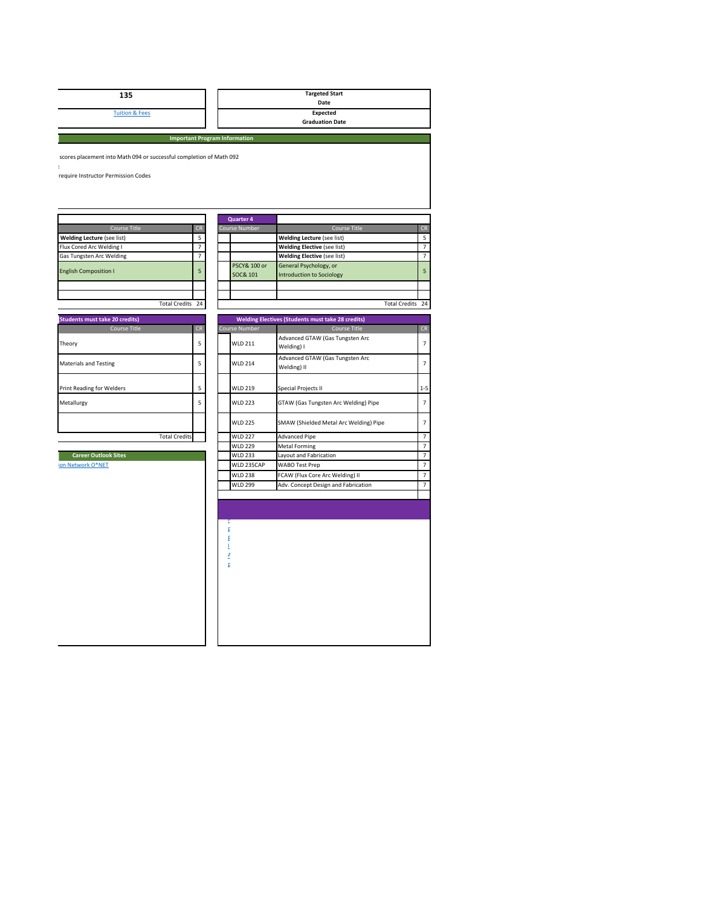| 135 | Targeted Start Date |
| --- | --- |
| Tuition & Fees | Expected Graduation Date |

**Important Program Information**

scores placement into Math 094 or successful completion of Math 092

:

require Instructor Permission Codes

| | | |
| --- | --- | --- |
| Course Title | CR |
| **Welding Lecture** (see list) | 5 |
| Flux Cored Arc Welding I | 7 |
| Gas Tungsten Arc Welding | 7 |
| English Composition I | 5 |
| | |
| | |
| Total Credits | 24 |

| Quarter 4 | | |
| --- | --- | --- |
| Course Number | Course Title | CR |
| | **Welding Lecture** (see list) | 5 |
| | **Welding Elective** (see list) | 7 |
| | **Welding Elective** (see list) | 7 |
| PSCY& 100 or SOC& 101 | General Psychology, or Introduction to Sociology | 5 |
| | | |
| | | |
| | Total Credits | 24 |

| Students must take 20 credits) | |
| --- | --- |
| Course Title | CR |
| Theory | 5 |
| Materials and Testing | 5 |
| Print Reading for Welders | 5 |
| Metallurgy | 5 |
| | |
| Total Credits | |

| Welding Electives (Students must take 28 credits) | | |
| --- | --- | --- |
| Course Number | Course Title | CR |
| WLD 211 | Advanced GTAW (Gas Tungsten Arc Welding) I | 7 |
| WLD 214 | Advanced GTAW (Gas Tungsten Arc Welding) II | 7 |
| WLD 219 | Special Projects II | 1-5 |
| WLD 223 | GTAW (Gas Tungsten Arc Welding) Pipe | 7 |
| WLD 225 | SMAW (Shielded Metal Arc Welding) Pipe | 7 |
| WLD 227 | Advanced Pipe | 7 |
| WLD 229 | Metal Forming | 7 |
| WLD 233 | Layout and Fabrication | 7 |
| WLD 235CAP | WABO Test Prep | 7 |
| WLD 238 | FCAW (Flux Core Arc Welding) II | 7 |
| WLD 299 | Adv. Concept Design and Fabrication | 7 |
| | | |

**Career Outlook Sites**

ion Network O*NET